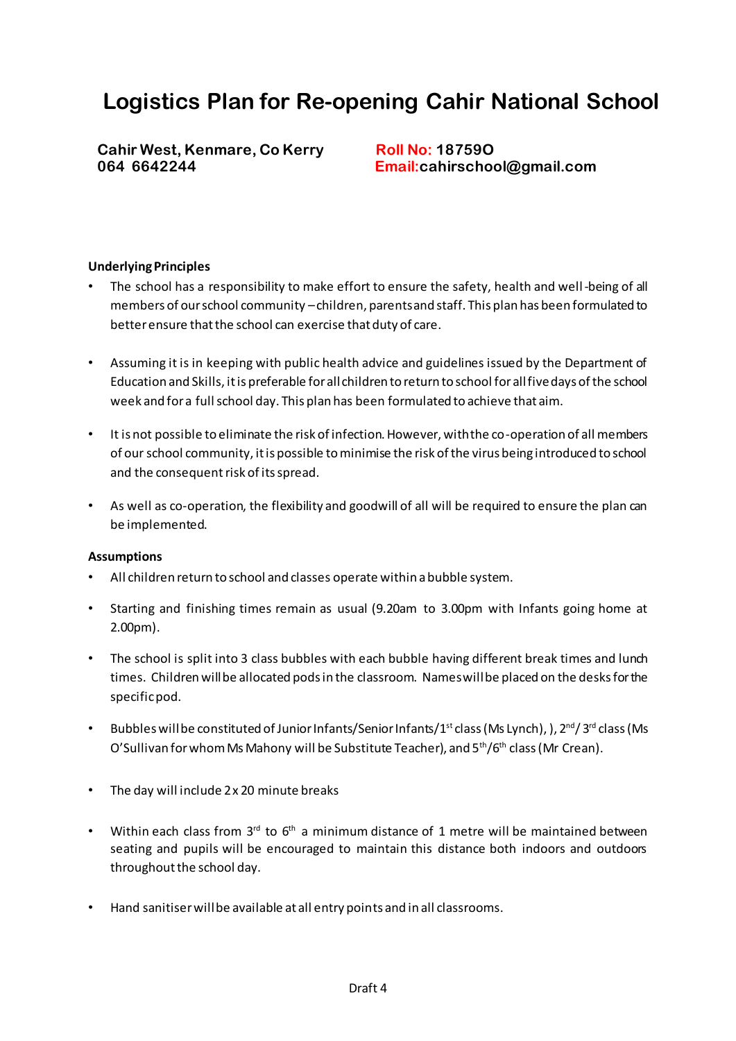# Logistics Plan for Re-opening Cahir National School

**Cahir West, Kenmare, Co Kerry**
**064 6642244**

**Roll No: 18759O**
**Email: cahirschool@gmail.com**

**Underlying Principles**

- The school has a responsibility to make effort to ensure the safety, health and well-being of all members of our school community – children, parents and staff. This plan has been formulated to better ensure that the school can exercise that duty of care.
- Assuming it is in keeping with public health advice and guidelines issued by the Department of Education and Skills, it is preferable for all children to return to school for all five days of the school week and for a full school day. This plan has been formulated to achieve that aim.
- It is not possible to eliminate the risk of infection. However, with the co-operation of all members of our school community, it is possible to minimise the risk of the virus being introduced to school and the consequent risk of its spread.
- As well as co-operation, the flexibility and goodwill of all will be required to ensure the plan can be implemented.

**Assumptions**

- All children return to school and classes operate within a bubble system.
- Starting and finishing times remain as usual (9.20am to 3.00pm with Infants going home at 2.00pm).
- The school is split into 3 class bubbles with each bubble having different break times and lunch times. Children will be allocated pods in the classroom. Names will be placed on the desks for the specific pod.
- Bubbles will be constituted of Junior Infants/Senior Infants/1st class (Ms Lynch), ), 2nd/ 3rd class (Ms O'Sullivan for whom Ms Mahony will be Substitute Teacher), and 5th/6th class (Mr Crean).
- The day will include 2 x 20 minute breaks
- Within each class from 3rd to 6th a minimum distance of 1 metre will be maintained between seating and pupils will be encouraged to maintain this distance both indoors and outdoors throughout the school day.
- Hand sanitiser will be available at all entry points and in all classrooms.

Draft 4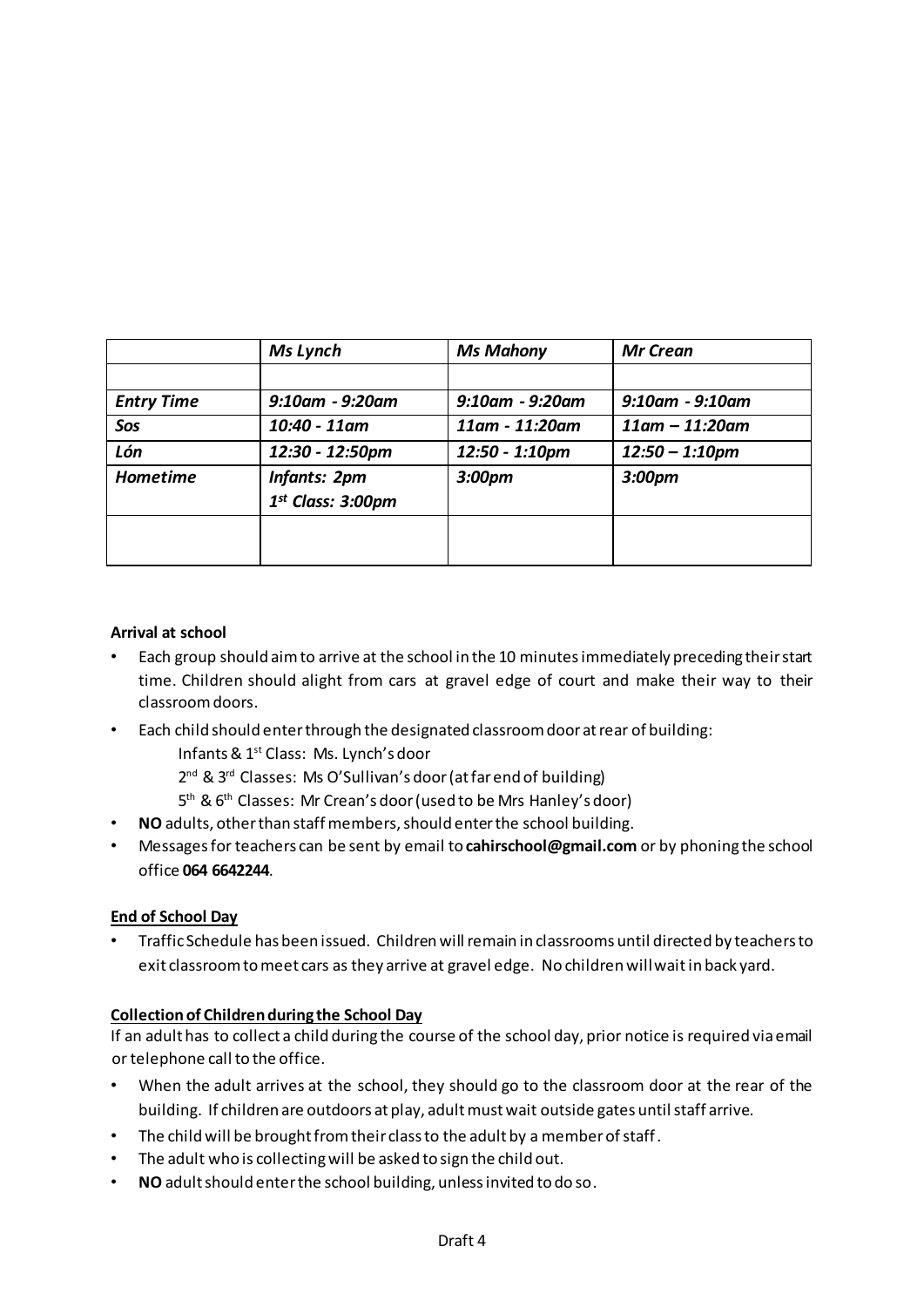| | *Ms Lynch* | *Ms Mahony* | *Mr Crean* |
|---|---|---|---|
| | | | |
| ***Entry Time*** | *9:10am - 9:20am* | *9:10am - 9:20am* | *9:10am - 9:10am* |
| ***Sos*** | *10:40 - 11am* | *11am - 11:20am* | *11am – 11:20am* |
| ***Lón*** | *12:30 - 12:50pm* | *12:50 - 1:10pm* | *12:50 – 1:10pm* |
| ***Hometime*** | *Infants: 2pm*<br>*1st Class: 3:00pm* | *3:00pm* | *3:00pm* |
| | | | |

**Arrival at school**

- Each group should aim to arrive at the school in the 10 minutes immediately preceding their start time. Children should alight from cars at gravel edge of court and make their way to their classroom doors.
- Each child should enter through the designated classroom door at rear of building:
  - Infants & 1st Class: Ms. Lynch's door
  - 2nd & 3rd Classes: Ms O'Sullivan's door (at far end of building)
  - 5th & 6th Classes: Mr Crean's door (used to be Mrs Hanley's door)
- **NO** adults, other than staff members, should enter the school building.
- Messages for teachers can be sent by email to **cahirschool@gmail.com** or by phoning the school office **064 6642244**.

**End of School Day**

- Traffic Schedule has been issued. Children will remain in classrooms until directed by teachers to exit classroom to meet cars as they arrive at gravel edge. No children will wait in back yard.

**Collection of Children during the School Day**

If an adult has to collect a child during the course of the school day, prior notice is required via email or telephone call to the office.

- When the adult arrives at the school, they should go to the classroom door at the rear of the building. If children are outdoors at play, adult must wait outside gates until staff arrive.
- The child will be brought from their class to the adult by a member of staff.
- The adult who is collecting will be asked to sign the child out.
- **NO** adult should enter the school building, unless invited to do so.

Draft 4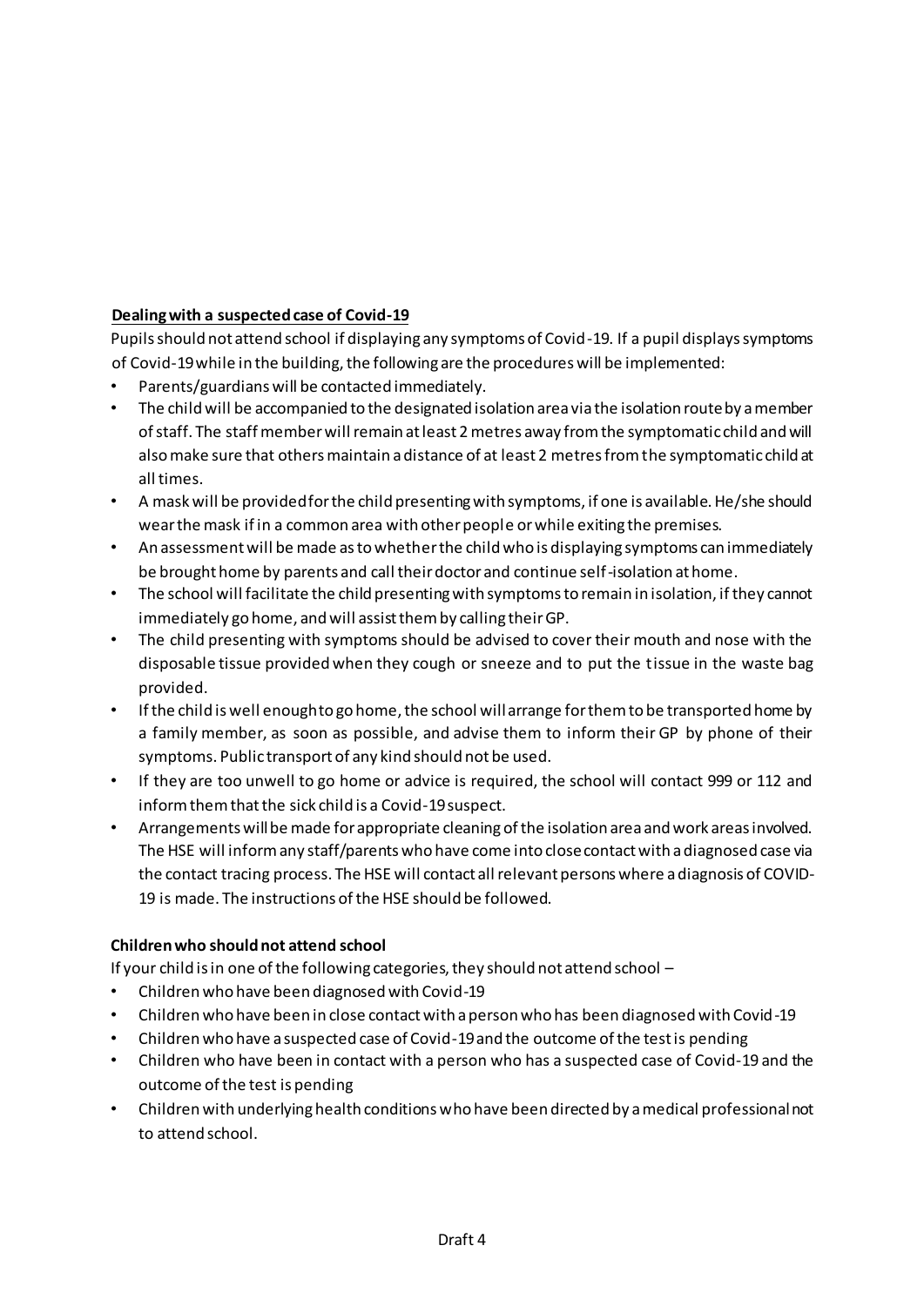**Dealing with a suspected case of Covid-19**

Pupils should not attend school if displaying any symptoms of Covid-19. If a pupil displays symptoms of Covid-19 while in the building, the following are the procedures will be implemented:

- Parents/guardians will be contacted immediately.
- The child will be accompanied to the designated isolation area via the isolation route by a member of staff. The staff member will remain at least 2 metres away from the symptomatic child and will also make sure that others maintain a distance of at least 2 metres from the symptomatic child at all times.
- A mask will be provided for the child presenting with symptoms, if one is available. He/she should wear the mask if in a common area with other people or while exiting the premises.
- An assessment will be made as to whether the child who is displaying symptoms can immediately be brought home by parents and call their doctor and continue self-isolation at home.
- The school will facilitate the child presenting with symptoms to remain in isolation, if they cannot immediately go home, and will assist them by calling their GP.
- The child presenting with symptoms should be advised to cover their mouth and nose with the disposable tissue provided when they cough or sneeze and to put the tissue in the waste bag provided.
- If the child is well enough to go home, the school will arrange for them to be transported home by a family member, as soon as possible, and advise them to inform their GP by phone of their symptoms. Public transport of any kind should not be used.
- If they are too unwell to go home or advice is required, the school will contact 999 or 112 and inform them that the sick child is a Covid-19 suspect.
- Arrangements will be made for appropriate cleaning of the isolation area and work areas involved. The HSE will inform any staff/parents who have come into close contact with a diagnosed case via the contact tracing process. The HSE will contact all relevant persons where a diagnosis of COVID-19 is made. The instructions of the HSE should be followed.

**Children who should not attend school**

If your child is in one of the following categories, they should not attend school –

- Children who have been diagnosed with Covid-19
- Children who have been in close contact with a person who has been diagnosed with Covid-19
- Children who have a suspected case of Covid-19 and the outcome of the test is pending
- Children who have been in contact with a person who has a suspected case of Covid-19 and the outcome of the test is pending
- Children with underlying health conditions who have been directed by a medical professional not to attend school.

Draft 4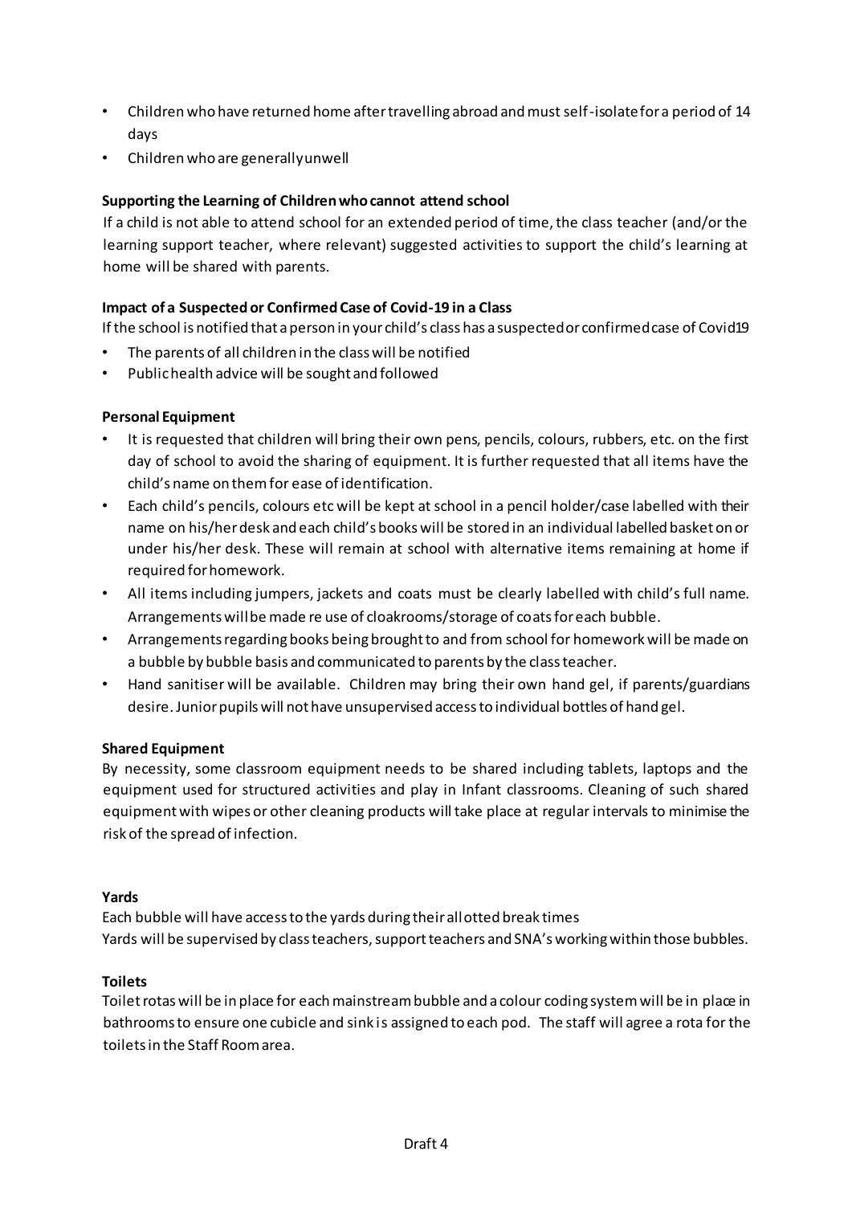- Children who have returned home after travelling abroad and must self-isolate for a period of 14 days
- Children who are generally unwell

**Supporting the Learning of Children who cannot attend school**

If a child is not able to attend school for an extended period of time, the class teacher (and/or the learning support teacher, where relevant) suggested activities to support the child's learning at home will be shared with parents.

**Impact of a Suspected or Confirmed Case of Covid-19 in a Class**

If the school is notified that a person in your child's class has a suspected or confirmed case of Covid19

- The parents of all children in the class will be notified
- Public health advice will be sought and followed

**Personal Equipment**

- It is requested that children will bring their own pens, pencils, colours, rubbers, etc. on the first day of school to avoid the sharing of equipment. It is further requested that all items have the child's name on them for ease of identification.
- Each child's pencils, colours etc will be kept at school in a pencil holder/case labelled with their name on his/her desk and each child's books will be stored in an individual labelled basket on or under his/her desk. These will remain at school with alternative items remaining at home if required for homework.
- All items including jumpers, jackets and coats must be clearly labelled with child's full name. Arrangements will be made re use of cloakrooms/storage of coats for each bubble.
- Arrangements regarding books being brought to and from school for homework will be made on a bubble by bubble basis and communicated to parents by the class teacher.
- Hand sanitiser will be available. Children may bring their own hand gel, if parents/guardians desire. Junior pupils will not have unsupervised access to individual bottles of hand gel.

**Shared Equipment**

By necessity, some classroom equipment needs to be shared including tablets, laptops and the equipment used for structured activities and play in Infant classrooms. Cleaning of such shared equipment with wipes or other cleaning products will take place at regular intervals to minimise the risk of the spread of infection.

**Yards**

Each bubble will have access to the yards during their allotted break times
Yards will be supervised by class teachers, support teachers and SNA's working within those bubbles.

**Toilets**

Toilet rotas will be in place for each mainstream bubble and a colour coding system will be in place in bathrooms to ensure one cubicle and sink is assigned to each pod. The staff will agree a rota for the toilets in the Staff Room area.

Draft 4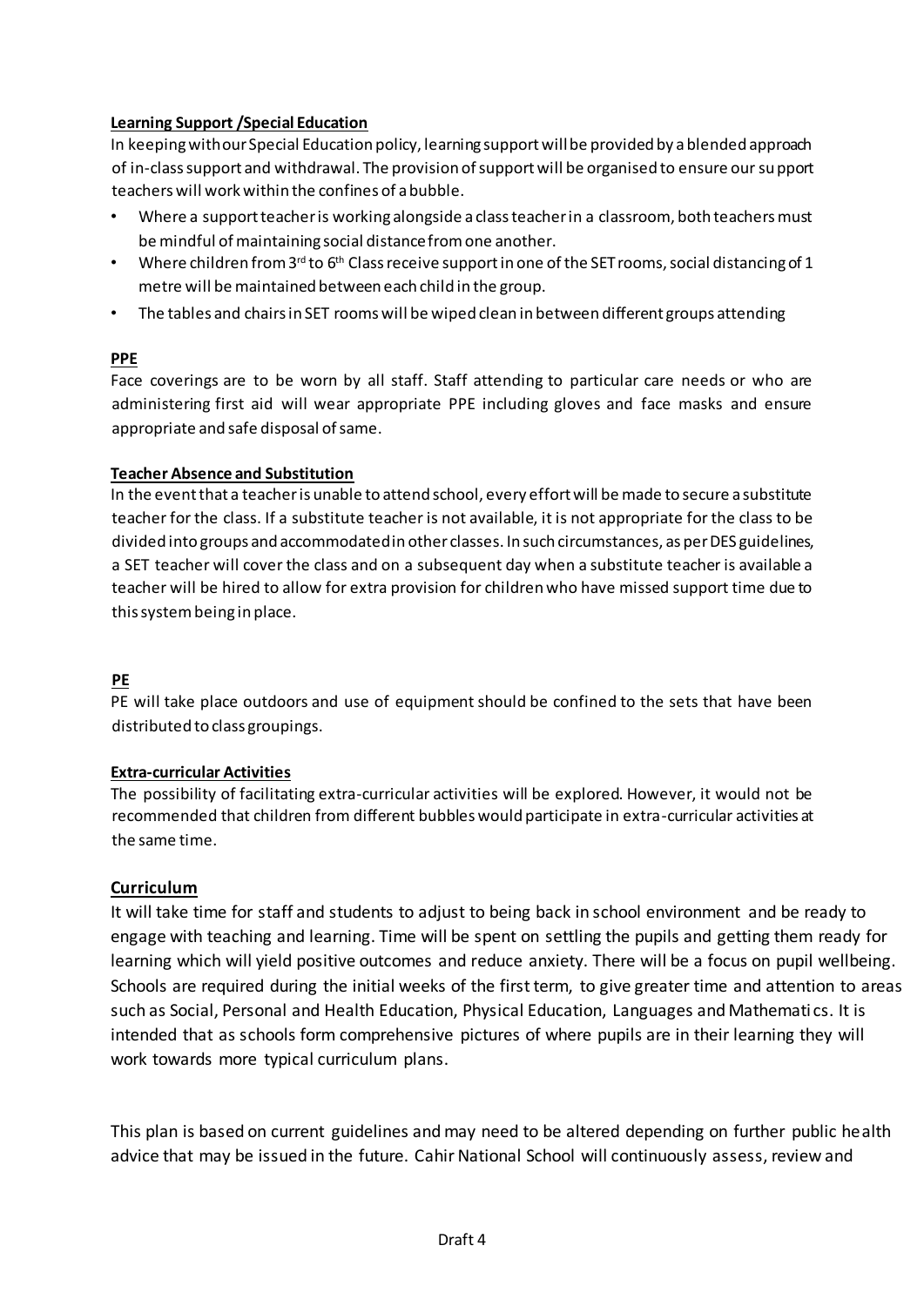**Learning Support /Special Education**

In keeping with our Special Education policy, learning support will be provided by a blended approach of in-class support and withdrawal. The provision of support will be organised to ensure our support teachers will work within the confines of a bubble.

- Where a support teacher is working alongside a class teacher in a classroom, both teachers must be mindful of maintaining social distance from one another.
- Where children from 3rd to 6th Class receive support in one of the SET rooms, social distancing of 1 metre will be maintained between each child in the group.
- The tables and chairs in SET rooms will be wiped clean in between different groups attending

**PPE**

Face coverings are to be worn by all staff. Staff attending to particular care needs or who are administering first aid will wear appropriate PPE including gloves and face masks and ensure appropriate and safe disposal of same.

**Teacher Absence and Substitution**

In the event that a teacher is unable to attend school, every effort will be made to secure a substitute teacher for the class. If a substitute teacher is not available, it is not appropriate for the class to be divided into groups and accommodated in other classes. In such circumstances, as per DES guidelines, a SET teacher will cover the class and on a subsequent day when a substitute teacher is available a teacher will be hired to allow for extra provision for children who have missed support time due to this system being in place.

**PE**

PE will take place outdoors and use of equipment should be confined to the sets that have been distributed to class groupings.

**Extra-curricular Activities**

The possibility of facilitating extra-curricular activities will be explored. However, it would not be recommended that children from different bubbles would participate in extra-curricular activities at the same time.

## Curriculum

It will take time for staff and students to adjust to being back in school environment and be ready to engage with teaching and learning. Time will be spent on settling the pupils and getting them ready for learning which will yield positive outcomes and reduce anxiety. There will be a focus on pupil wellbeing. Schools are required during the initial weeks of the first term, to give greater time and attention to areas such as Social, Personal and Health Education, Physical Education, Languages and Mathematics. It is intended that as schools form comprehensive pictures of where pupils are in their learning they will work towards more typical curriculum plans.

This plan is based on current guidelines and may need to be altered depending on further public health advice that may be issued in the future. Cahir National School will continuously assess, review and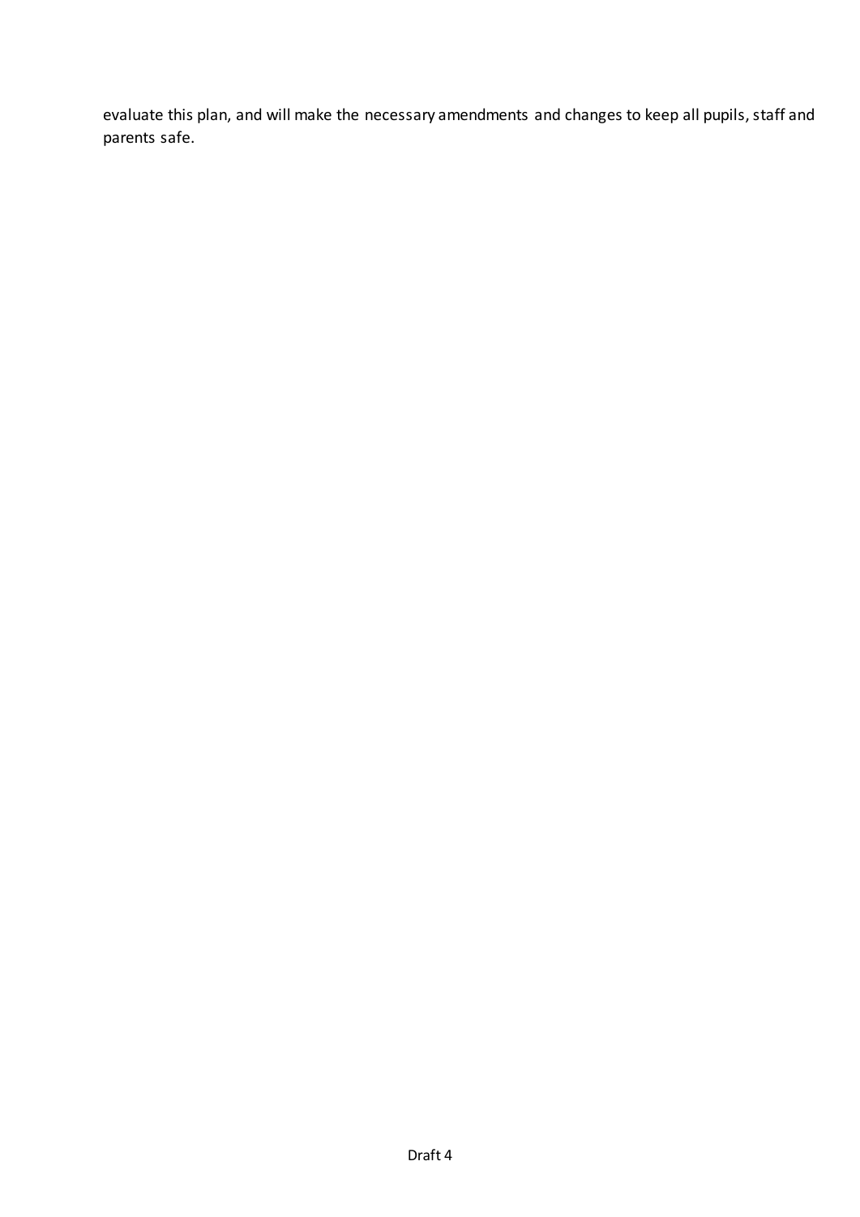evaluate this plan, and will make the necessary amendments and changes to keep all pupils, staff and parents safe.